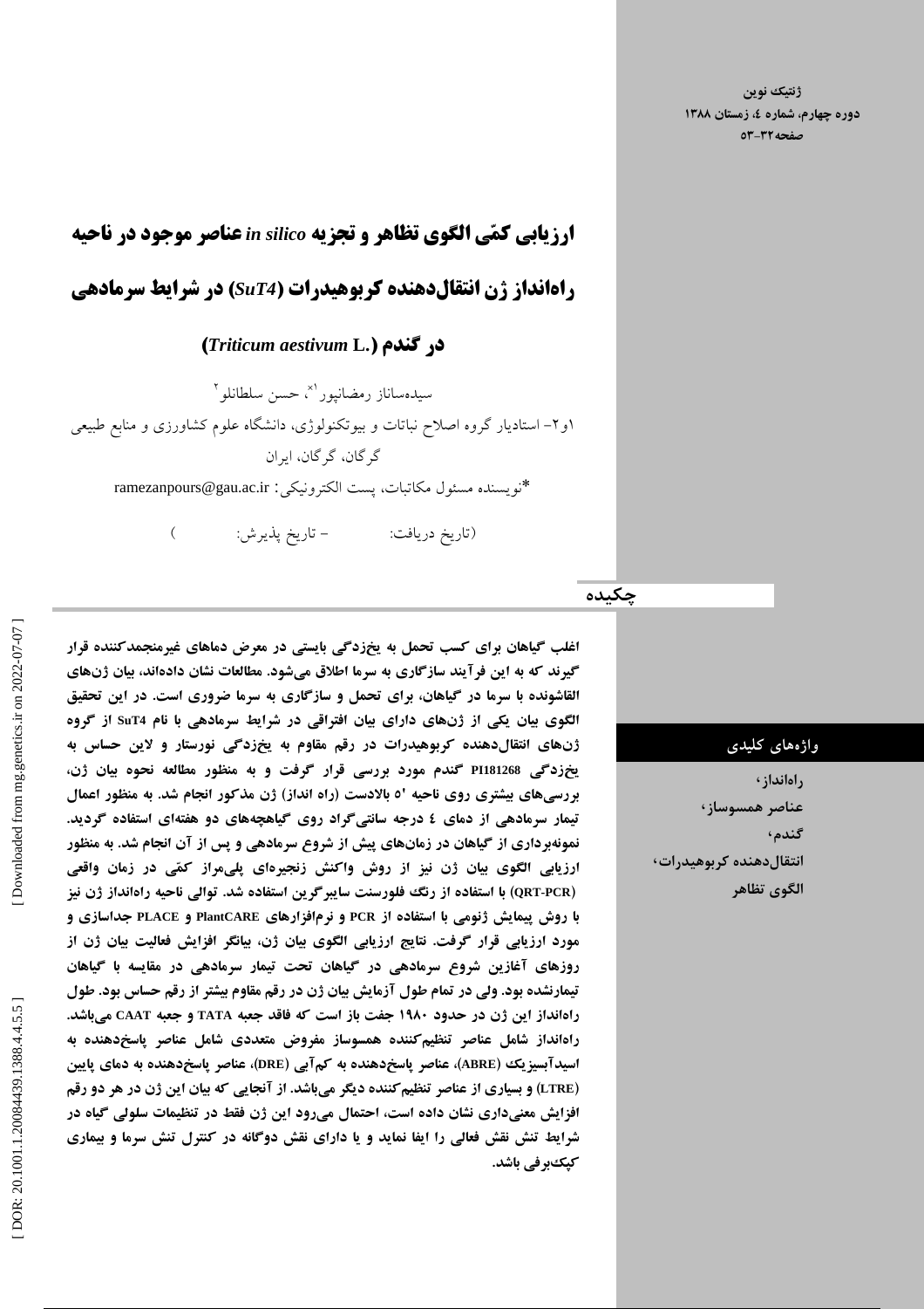# ارزیابی کمّی الگوی تظاهر و تجزیه *in silico* عناصر موجود در ناحیه راه‌انداز ژن انتقال‌دهنده کربوهیدرات (*SuT4*) در شرایط سرمادهی در گندم (*Triticum aestivum* L.)

سیده‌ساناز رمضانپور[1*]، حسن سلطانلو[2]

۱و۲- استادیار گروه اصلاح نباتات و بیوتکنولوژی، دانشگاه علوم کشاورزی و منابع طبیعی گرگان، گرگان، ایران

*نویسنده مسئول مکاتبات، پست الکترونیکی: ramezanpours@gau.ac.ir

(تاریخ دریافت: - تاریخ پذیرش: )

## چکیده

**اغلب گیاهان برای کسب تحمل به یخ‌زدگی بایستی در معرض دماهای غیرمنجمدکننده قرار گیرند که به این فرآیند سازگاری به سرما اطلاق می‌شود. مطالعات نشان داده‌اند، بیان ژن‌های القاشونده با سرما در گیاهان، برای تحمل و سازگاری به سرما ضروری است. در این تحقیق الگوی بیان یکی از ژن‌های دارای بیان افتراقی در شرایط سرمادهی با نام SuT4 از گروه ژن‌های انتقال‌دهنده کربوهیدرات در رقم مقاوم به یخ‌زدگی نورستار و لاین حساس به یخ‌زدگی PI181268 گندم مورد بررسی قرار گرفت و به منظور مطالعه نحوه بیان ژن، بررسی‌های بیشتری روی ناحیه '۵ بالادست (راه انداز) ژن مذکور انجام شد. به منظور اعمال تیمار سرمادهی از دمای ٤ درجه سانتی‌گراد روی گیاهچه‌های دو هفته‌ای استفاده گردید. نمونه‌برداری از گیاهان در زمان‌های پیش از شروع سرمادهی و پس از آن انجام شد. به منظور ارزیابی الگوی بیان ژن نیز از روش واکنش زنجیره‌ای پلی‌مراز کمّی در زمان واقعی (QRT-PCR) با استفاده از رنگ فلورسنت سایبرگرین استفاده شد. توالی ناحیه راه‌انداز ژن نیز با روش پیمایش ژنومی با استفاده از PCR و نرم‌افزارهای PlantCARE و PLACE جداسازی و مورد ارزیابی قرار گرفت. نتایج ارزیابی الگوی بیان ژن، بیانگر افزایش فعالیت بیان ژن از روزهای آغازین شروع سرمادهی در گیاهان تحت تیمار سرمادهی در مقایسه با گیاهان تیمارنشده بود. ولی در تمام طول آزمایش بیان ژن در رقم مقاوم بیشتر از رقم حساس بود. طول راه‌انداز این ژن در حدود ۱۹۸۰ جفت باز است که فاقد جعبه TATA و جعبه CAAT می‌باشد. راه‌انداز شامل عناصر تنظیم‌کننده همسوساز مفروض متعددی شامل عناصر پاسخ‌دهنده به اسیدآبسیزیک (ABRE)، عناصر پاسخ‌دهنده به کم‌آبی (DRE)، عناصر پاسخ‌دهنده به دمای پایین (LTRE) و بسیاری از عناصر تنظیم‌کننده دیگر می‌باشد. از آنجایی که بیان این ژن در هر دو رقم افزایش معنی‌داری نشان داده است، احتمال می‌رود این ژن فقط در تنظیمات سلولی گیاه در شرایط تنش نقش فعالی را ایفا نماید و یا دارای نقش دوگانه در کنترل تنش سرما و بیماری کپک‌برفی باشد.**

**واژه‌های کلیدی**

راه‌انداز، عناصر همسوساز، گندم، انتقال‌دهنده کربوهیدرات، الگوی تظاهر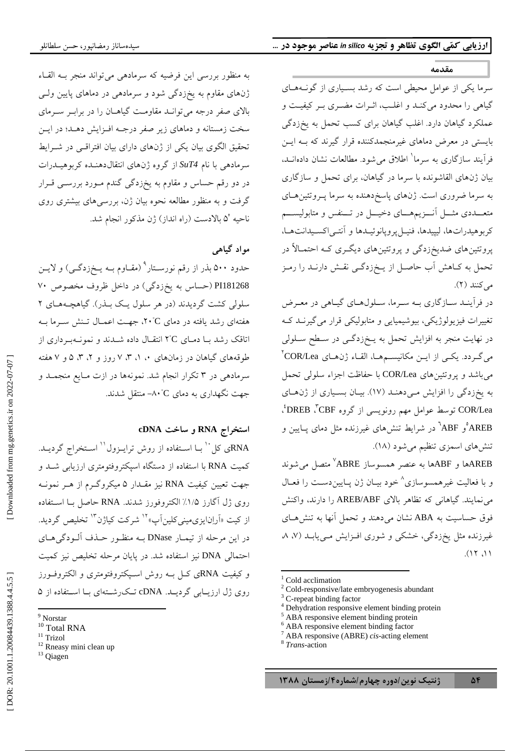## مقدمه

سرما یکی از عوامل محیطی است که رشد بسیاری از گونه‌های گیاهی را محدود می‌کند و اغلب، اثرات مضری بر کیفیت و عملکرد گیاهان دارد. اغلب گیاهان برای کسب تحمل به یخ‌زدگی بایستی در معرض دماهای غیرمنجمدکننده قرار گیرند که به این فرآیند سازگاری به سرما[1] اطلاق می‌شود. مطالعات نشان داده‌اند، بیان ژن‌های القاشونده با سرما در گیاهان، برای تحمل و سازگاری به سرما ضروری است. ژن‌های پاسخ‌دهنده به سرما پروتئین‌های متعددی مثل آنزیم‌های دخیل در تنفس و متابولیسم کربوهیدرات‌ها، لیپیدها، فنیل‌پروپانوئیدها و آنتی‌اکسیدانت‌ها، پروتئین‌های ضدیخ‌زدگی و پروتئین‌های دیگری که احتمالاً در تحمل به کاهش آب حاصل از یخ‌زدگی نقش دارند را رمز می‌کنند (۲).

در فرآیند سازگاری به سرما، سلول‌های گیاهی در معرض تغییرات فیزیولوژیکی، بیوشیمیایی و متابولیکی قرار می‌گیرند که در نهایت منجر به افزایش تحمل به یخ‌زدگی در سطح سلولی می‌گردد. یکی از این مکانیسم‌ها، القاء ژن‌های COR/Lea[2] می‌باشد و پروتئین‌های COR/Lea با حفاظت اجزاء سلولی تحمل به یخ‌زدگی را افزایش می‌دهند (۱۷). بیان بسیاری از ژن‌های COR/Lea توسط عوامل مهم رونویسی از گروه CBF[3]، DREB[4]، AREB[5] و ABF[6] در شرایط تنش‌های غیرزنده مثل دمای پایین و تنش‌های اسمزی تنظیم می‌شود (۱۸).

AREBها و ABFها به عنصر همسوساز ABRE[7] متصل می‌شوند و با فعالیت غیرهمسوسازی[8] خود بیان ژن پایین‌دست را فعال می‌نمایند. گیاهانی که تظاهر بالای AREB/ABF را دارند، واکنش فوق حساسیت به ABA نشان می‌دهند و تحمل آنها به تنش‌های غیرزنده مثل یخ‌زدگی، خشکی و شوری افزایش می‌یابد (۷، ۸، ۱۱، ۱۲).

به منظور بررسی این فرضیه که سرمادهی می‌تواند منجر به القاء ژن‌های مقاوم به یخ‌زدگی شود و سرمادهی در دماهای پایین ولی بالای صفر درجه می‌تواند مقاومت گیاهان را در برابر سرمای سخت زمستانه و دماهای زیر صفر درجه افزایش دهد؛ در این تحقیق الگوی بیان یکی از ژن‌های دارای بیان افتراقی در شرایط سرمادهی با نام *SuT4* از گروه ژن‌های انتقال‌دهنده کربوهیدرات در دو رقم حساس و مقاوم به یخ‌زدگی گندم مورد بررسی قرار گرفت و به منظور مطالعه نحوه بیان ژن، بررسی‌های بیشتری روی ناحیه '۵ بالادست (راه انداز) ژن مذکور انجام شد.

## مواد گیاهی

حدود ۵۰۰ بذر از رقم نورستار[9] (مقاوم به یخ‌زدگی) و لاین PI181268 (حساس به یخ‌زدگی) در داخل ظروف مخصوص ۷۰ سلولی کشت گردیدند (در هر سلول یک بذر). گیاهچه‌های ۲ هفته‌ای رشد یافته در دمای ۲۰°C، جهت اعمال تنش سرما به اتاقک رشد با دمای ۲°C انتقال داده شدند و نمونه‌برداری از طوقه‌های گیاهان در زمان‌های ۰، ۱، ۳، ۷ روز و ۲، ۳، ۵ و ۷ هفته سرمادهی در ۳ تکرار انجام شد. نمونه‌ها در ازت مایع منجمد و جهت نگهداری به دمای ۸۰°C– منتقل شدند.

## استخراج RNA و ساخت cDNA

RNAی کل[10] با استفاده از روش ترایزول[11] استخراج گردید. کمیت RNA با استفاده از دستگاه اسپکتروفتومتری ارزیابی شد و جهت تعیین کیفیت RNA نیز مقدار ۵ میکروگرم از هر نمونه روی ژل آگارز ۱/۵٪ الکتروفورز شدند. RNA حاصل با استفاده از کیت «آران‌ایزی‌مینی‌کلین‌آپ»[12] شرکت کیاژن[13] تخلیص گردید. در این مرحله از تیمار DNase به منظور حذف آلودگی‌های احتمالی DNA نیز استفاده شد. در پایان مرحله تخلیص نیز کمیت و کیفیت RNAی کل به روش اسپکتروفتومتری و الکتروفورز روی ژل ارزیابی گردید. cDNA تک‌رشته‌ای با استفاده از ۵

---

[1] Cold acclimation
[2] Cold-responsive/late embryogenesis abundant
[3] C-repeat binding factor
[4] Dehydration responsive element binding protein
[5] ABA responsive element binding protein
[6] ABA responsive element binding factor
[7] ABA responsive (ABRE) *cis*-acting element
[8] *Trans*-action
[9] Norstar
[10] Total RNA
[11] Trizol
[12] Rneasy mini clean up
[13] Qiagen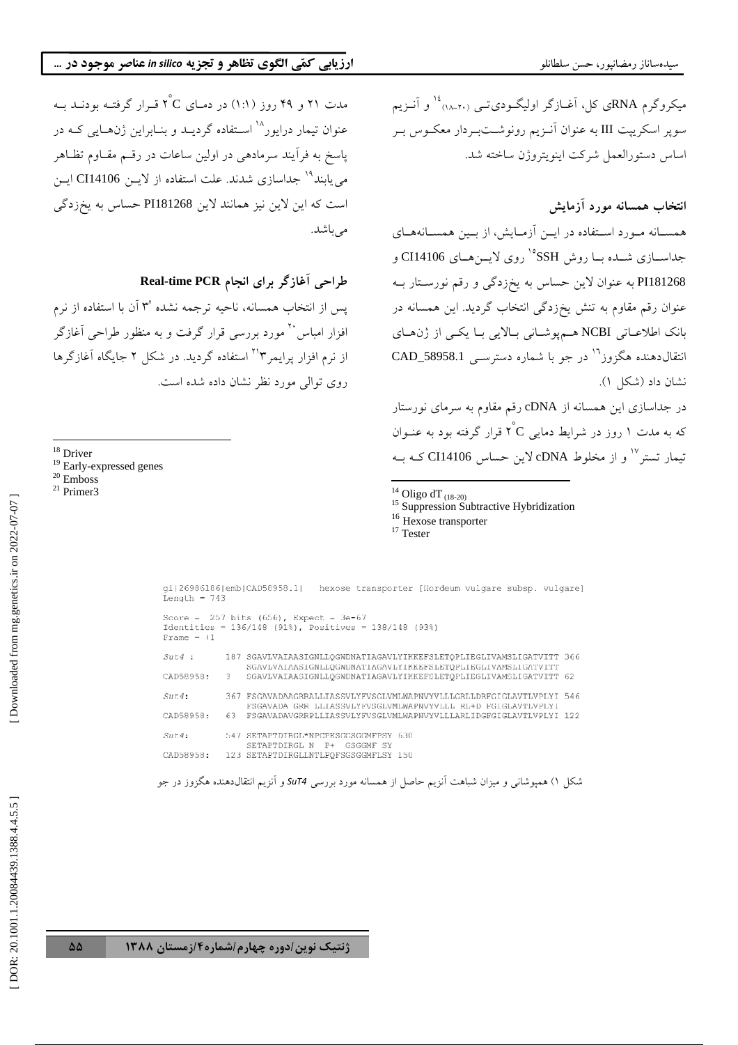میکروگرم RNAی کل، آغـازگر اولیگـودی‌تـی (۲۰-۱۸)[14] و آنـزیم سوپر اسکریپت III به عنوان آنـزیم رونوشـت‌بـردار معکـوس بـر اساس دستورالعمل شرکت اینویتروژن ساخته شد.

### انتخاب همسانه مورد آزمایش

همسـانه مـورد اسـتفاده در ایـن آزمـایش، از بـین همسـانه‌هـای جداسـازی شـده بـا روش SSH[15] روی لایـن‌هـای CI14106 و PI181268 به عنوان لاین حساس به یخزدگی و رقم نورسـتار بـه عنوان رقم مقاوم به تنش یخزدگی انتخاب گردید. این همسانه در بانک اطلاعـاتی NCBI هـم‌پوشـانی بـالایی بـا یکـی از ژن‌هـای انتقال‌دهنده هگزوز[16] در جو با شماره دسترسـی CAD_58958.1 نشان داد (شکل ۱).

در جداسازی این همسانه از cDNA رقم مقاوم به سرمای نورستار که به مدت ۱ روز در شرایط دمایی ۲°C قرار گرفته بود به عنـوان تیمار تستر[17] و از مخلوط cDNA لاین حساس CI14106 کـه بـه مدت ۲۱ و ۴۹ روز (۱:۱) در دمـای ۲°C قـرار گرفتـه بودنـد بـه عنوان تیمار درایور[18] اسـتفاده گردیـد و بنـابراین ژن‌هـایی کـه در پاسخ به فرآیند سرمادهی در اولین ساعات در رقـم مقـاوم تظـاهر می‌یابند[19] جداسازی شدند. علت استفاده از لایـن CI14106 ایـن است که این لاین نیز همانند لاین PI181268 حساس به یخزدگی می‌باشد.

### طراحی آغازگر برای انجام Real-time PCR

پس از انتخاب همسانه، ناحیه ترجمه نشده '۳ آن با استفاده از نرم افزار امباس[20] مورد بررسی قرار گرفت و به منظور طراحی آغازگر از نرم افزار پرایمر۳[21] استفاده گردید. در شکل ۲ جایگاه آغازگرها روی توالی مورد نظر نشان داده شده است.

```
gi|26986186|emb|CAD58958.1|   hexose transporter [Hordeum vulgare subsp. vulgare]
Length = 743

Score =  257 bits (656), Expect = 3e-67
Identities = 136/148 (91%), Positives = 138/148 (93%)
Frame = +1

Sut4 :      187 SGAVLVAIAASIGNLLQGWDNATIAGAVLYIKKEFSLETQPLIEGLIVAMSLIGATVITT 366
                SGAVLVAIAASIGNLLQGWDNATIAGAVLYIKKEFSLETQPLIEGLIVAMSLIGATVITT
CAD58958:   3   SGAVLVAIAASIGNLLQGWDNATIAGAVLYIKKEFSLETQPLIEGLIVAMSLIGATVITT 62

Sut4:       367 FSGAVADAAGRRALLIASSVLYFVSGLVMLWAPNVYVLLLGRLLDRFGIGLAVTLVPLYI 546
                FSGAVADA GRR LLIASSVLYFVSGLVMLWAPNVYVLLL RL+D FGIGLAVTLVPLYI
CAD58958:   63  FSGAVADAVGRRPLLIASSVLYFVSGLVMLWAPNVYVLLLARLIDGFGIGLAVTLVPLYI 122

Sut4:       547 SETAPTDIRGL*NPCPKSGGSGGMFPSY 630
                SETAPTDIRGL N  P+  GSGGMF SY
CAD58958:   123 SETAPTDIRGLLNTLPQFSGSGGMFLSY 150
```

شکل ۱) همپوشانی و میزان شباهت آنزیم حاصل از همسانه مورد بررسی *SuT4* و آنزیم انتقال‌دهنده هگزوز در جو

---

[14] Oligo dT $_{(18-20)}$
[15] Suppression Subtractive Hybridization
[16] Hexose transporter
[17] Tester
[18] Driver
[19] Early-expressed genes
[20] Emboss
[21] Primer3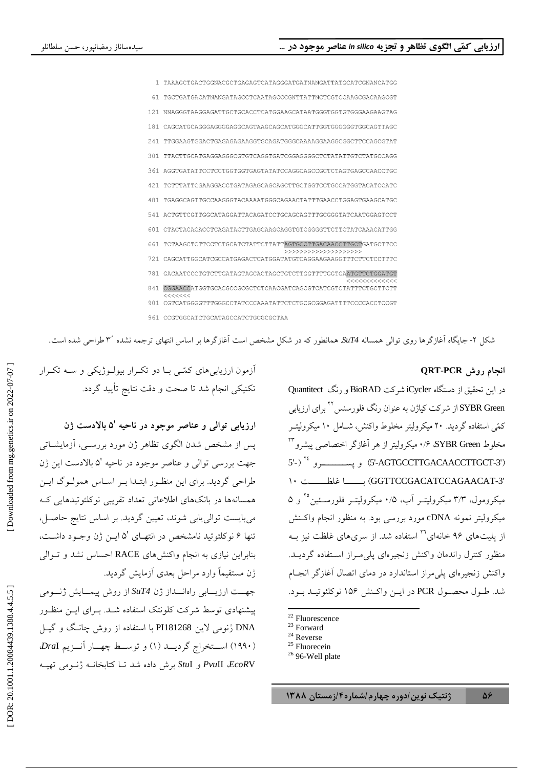```
1 TAAAGCTGACTGGNACGCTGAGAGTCATAGGGATGATNANGATTATGCATCGNANCATGG
61 TGCTGATGACATNANGATAGCCTCAATAGCCCGNTTATTNCTCGTCCAAGCGACAAGCGT
121 NNAGGGTAAGGAGATTGCTGCACCTCATGGAAGCATAATGGGTGGTGTGGGAAGAAGTAG
181 CAGCATGCAGGGAGGGGAGGCAGTAAGCAGCATGGGCATTGGTGGGGGGTGGCAGTTAGC
241 TTGGAAGTGGACTGAGAGAGAAGGTGCAGATGGGCAAAAGGAAGGCGGCTTCCAGCGTAT
301 TTACTTGCATGAGGAGGGCGTGTCAGGTGATCGGAGGGGCTCTATATTGTCTATGCCAGG
361 AGGTGATATTCCTCCTGGTGGTGAGTATATCCAGGCAGCCGCTCTAGTGAGCCAACCTGC
421 TCTTTATTCGAAGGACCTGATAGAGCAGCAGCTTGCTGGTCCTGCCATGGTACATCCATC
481 TGAGGCAGTTGCCAAGGGTACAAAATGGGCAGAACTATTTGAACCTGGAGTGAAGCATGC
541 ACTGTTCGTTGGCATAGGATTACAGATCCTGCAGCAGTTTGCGGGTATCAATGGAGTCCT
601 CTACTACACACCTCAGATACTTGAGCAAGCAGGTGTCGGGGTTCTTCTATCAAACATTGG
661 TCTAAGCTCTTCCTCTGCATCTATTCTTATTAGTGCCTTGACAACCTTGCTGATGCTTCC
                                >>>>>>>>>>>>>>>>>>>>
721 CAGCATTGGCATCGCCATGAGACTCATGGATATGTCAGGAAGAAGGTTTCTTCTCCTTTC
781 GACAATCCCTGTCTTGATAGTAGCACTAGCTGTCTTGGTTTTGGTGAATGTTCTGGATGT
                                               <<<<<<<<<<<<<
841 CGGAACCATGGTGCACGCCGCGCTCTCAACGATCAGCGTCATCGTCTATTTCTGCTTCTT
    <<<<<<<
901 CGTCATGGGGTTTGGGCCTATCCCAAATATTCTCTGCGCGGAGATTTTCCCCACCTCCGT
961 CCGTGGCATCTGCATAGCCATCTGCGCGCTAA
```

شکل ۲- جایگاه آغازگرها روی توالی همسانه *SuT4*. همانطور که در شکل مشخص است آغازگرها بر اساس انتهای ترجمه نشده ´۳ طراحی شده است.

### انجام روش QRT-PCR

در این تحقیق از دستگاه iCycler شرکت BioRAD و رنگ Quantitect SYBR Green از شرکت کیاژن به عنوان رنگ فلورسنس[22] برای ارزیابی کمّی استفاده گردید. ۲۰ میکرولیتر مخلوط واکنش، شامل ۱۰ میکرولیتر مخلوط SYBR Green، ۰/۶ میکرولیتر از هر آغازگر اختصاصی پیشرو[23] (5'-AGTGCCTTGACAACCTTGCT-3') و پیسرو[24] (5'-GGTTCCGACATCCAGAACAT-3') با غلظت ۱۰ میکرومول، ۳/۳ میکرولیتر آب، ۰/۵ میکرولیتر فلورسئین[25] و ۵ میکرولیتر نمونه cDNA مورد بررسی بود. به منظور انجام واکنش از پلیت‌های ۹۶ خانه‌ای[26] استفاده شد. از سری‌های غلظت نیز به منظور کنترل راندمان واکنش زنجیره‌ای پلی‌مراز استفاده گردید. واکنش زنجیره‌ای پلی‌مراز استاندارد در دمای اتصال آغازگر انجام شد. طول محصول PCR در این واکنش ۱۵۶ نوکلئوتید بود.

آزمون ارزیابی‌های کمّی با دو تکرار بیولوژیکی و سه تکرار تکنیکی انجام شد تا صحت و دقت نتایج تأیید گردد.

### ارزیابی توالی و عناصر موجود در ناحیه '۵ بالادست ژن

پس از مشخص شدن الگوی تظاهر ژن مورد بررسی، آزمایشاتی جهت بررسی توالی و عناصر موجود در ناحیه '۵ بالادست این ژن طراحی گردید. برای این منظور ابتدا بر اساس همولوگ این همسانه‌ها در بانک‌های اطلاعاتی تعداد تقریبی نوکلئوتیدهایی که می‌بایست توالی‌یابی شوند، تعیین گردید. بر اساس نتایج حاصل، تنها ۶ نوکلئوتید نامشخص در انتهای '۵ این ژن وجود داشت، بنابراین نیازی به انجام واکنش‌های RACE احساس نشد و توالی ژن مستقیماً وارد مراحل بعدی آزمایش گردید.

جهت ارزیابی راه‌انداز ژن *SuT4* از روش پیمایش ژنومی پیشنهادی توسط شرکت کلونتک استفاده شد. برای این منظور DNA ژنومی لاین PI181268 با استفاده از روش چانگ و گیل (۱۹۹۰) استخراج گردید (۱) و توسط چهار آنزیم *Dra*I، *Eco*RV، *Pvu*II و *Stu*I برش داده شد تا کتابخانه ژنومی تهیه

---

[22] Fluorescence
[23] Forward
[24] Reverse
[25] Fluorecein
[26] 96-Well plate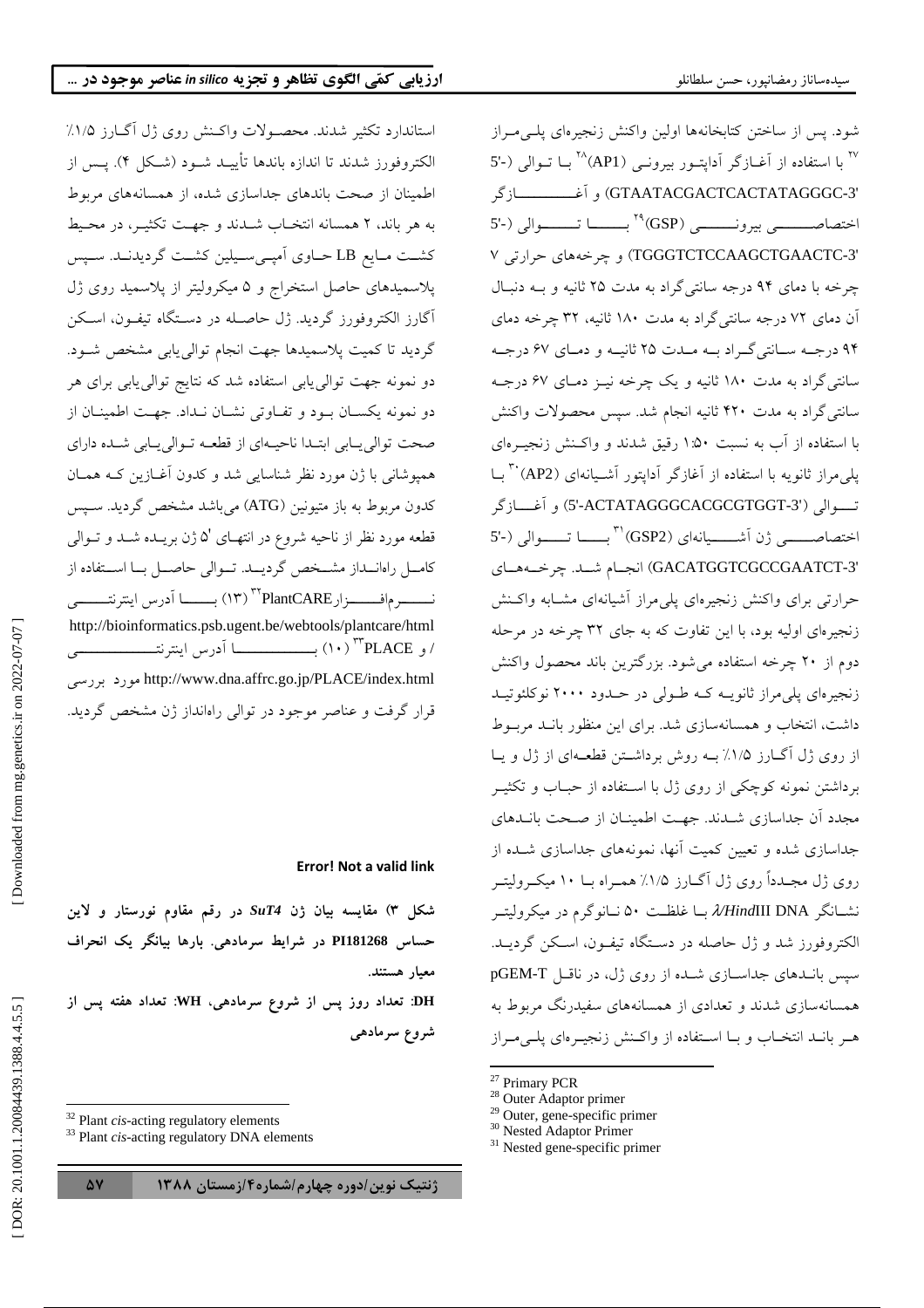شود. پس از ساختن کتابخانه‌ها اولین واکنش زنجیره‌ای پلی‌مراز [27] با استفاده از آغازگر آداپتور بیرونی (AP1)[28] با توالی (-5' GTAATACGACTCACTATAGGGC-3') و آغازگر اختصاصی بیرونی (GSP)[29] با توالی (-5' TGGGTCTCCAAGCTGAACTC-3') و چرخه‌های حرارتی ۷ چرخه با دمای ۹۴ درجه سانتی‌گراد به مدت ۲۵ ثانیه و به دنبال آن دمای ۷۲ درجه سانتی‌گراد به مدت ۱۸۰ ثانیه، ۳۲ چرخه دمای ۹۴ درجه سانتی‌گراد به مدت ۲۵ ثانیه و دمای ۶۷ درجه سانتی‌گراد به مدت ۱۸۰ ثانیه و یک چرخه نیز دمای ۶۷ درجه سانتی‌گراد به مدت ۴۲۰ ثانیه انجام شد. سپس محصولات واکنش با استفاده از آب به نسبت ۱:۵۰ رقیق شدند و واکنش زنجیره‌ای پلی‌مراز ثانویه با استفاده از آغازگر آداپتور آشیانه‌ای (AP2)[30] با توالی (5'-ACTATAGGGCACGCGTGGT-3') و آغازگر اختصاصی ژن آشیانه‌ای (GSP2)[31] با توالی (-5' GACATGGTCGCCGAATCT-3') انجام شد. چرخه‌های حرارتی برای واکنش زنجیره‌ای پلی‌مراز آشیانه‌ای مشابه واکنش زنجیره‌ای اولیه بود، با این تفاوت که به جای ۳۲ چرخه در مرحله دوم از ۲۰ چرخه استفاده می‌شود. بزرگترین باند محصول واکنش زنجیره‌ای پلی‌مراز ثانویه که طولی در حدود ۲۰۰۰ نوکلئوتید داشت، انتخاب و همسانه‌سازی شد. برای این منظور باند مربوط از روی ژل آگارز ۱/۵٪ به روش برداشتن قطعه‌ای از ژل و یا برداشتن نمونه کوچکی از روی ژل با استفاده از حباب و تکثیر مجدد آن جداسازی شدند. جهت اطمینان از صحت باندهای جداسازی شده و تعیین کمیت آنها، نمونه‌های جداسازی شده از روی ژل مجدداً روی ژل آگارز ۱/۵٪ همراه با ۱۰ میکرولیتر نشانگر λ/*Hind*III DNA با غلظت ۵۰ نانوگرم در میکرولیتر الکتروفورز شد و ژل حاصله در دستگاه تیفون، اسکن گردید. سپس باندهای جداسازی شده از روی ژل، در ناقل pGEM-T همسانه‌سازی شدند و تعدادی از همسانه‌های سفیدرنگ مربوط به هر باند انتخاب و با استفاده از واکنش زنجیره‌ای پلی‌مراز استاندارد تکثیر شدند. محصولات واکنش روی ژل آگارز ۱/۵٪ الکتروفورز شدند تا اندازه باندها تأیید شود (شکل ۴). پس از اطمینان از صحت باندهای جداسازی شده، از همسانه‌های مربوط به هر باند، ۲ همسانه انتخاب شدند و جهت تکثیر، در محیط کشت مایع LB حاوی آمپی‌سیلین کشت گردیدند. سپس پلاسمیدهای حاصل استخراج و ۵ میکرولیتر از پلاسمید روی ژل آگارز الکتروفورز گردید. ژل حاصله در دستگاه تیفون، اسکن گردید تا کمیت پلاسمیدها جهت انجام توالی‌یابی مشخص شود. دو نمونه جهت توالی‌یابی استفاده شد که نتایج توالی‌یابی برای هر دو نمونه یکسان بود و تفاوتی نشان نداد. جهت اطمینان از صحت توالی‌یابی ابتدا ناحیه‌ای از قطعه توالی‌یابی شده دارای همپوشانی با ژن مورد نظر شناسایی شد و کدون آغازین که همان کدون مربوط به باز متیونین (ATG) می‌باشد مشخص گردید. سپس قطعه مورد نظر از ناحیه شروع در انتهای '5 ژن بریده شد و توالی کامل راه‌انداز مشخص گردید. توالی حاصل با استفاده از نرم‌افزار PlantCARE[32] (۱۳) با آدرس اینترنتی http://bioinformatics.psb.ugent.be/webtools/plantcare/html / و PLACE[33] (۱۰) با آدرس اینترنتی http://www.dna.affrc.go.jp/PLACE/index.html مورد بررسی قرار گرفت و عناصر موجود در توالی راه‌انداز ژن مشخص گردید.

**Error! Not a valid link**

**شکل ۳) مقایسه بیان ژن *SuT4* در رقم مقاوم نورستار و لاین حساس PI181268 در شرایط سرمادهی. بارها بیانگر یک انحراف معیار هستند.**

**DH: تعداد روز پس از شروع سرمادهی، WH: تعداد هفته پس از شروع سرمادهی**

---

[27] Primary PCR
[28] Outer Adaptor primer
[29] Outer, gene-specific primer
[30] Nested Adaptor Primer
[31] Nested gene-specific primer
[32] Plant *cis*-acting regulatory elements
[33] Plant *cis*-acting regulatory DNA elements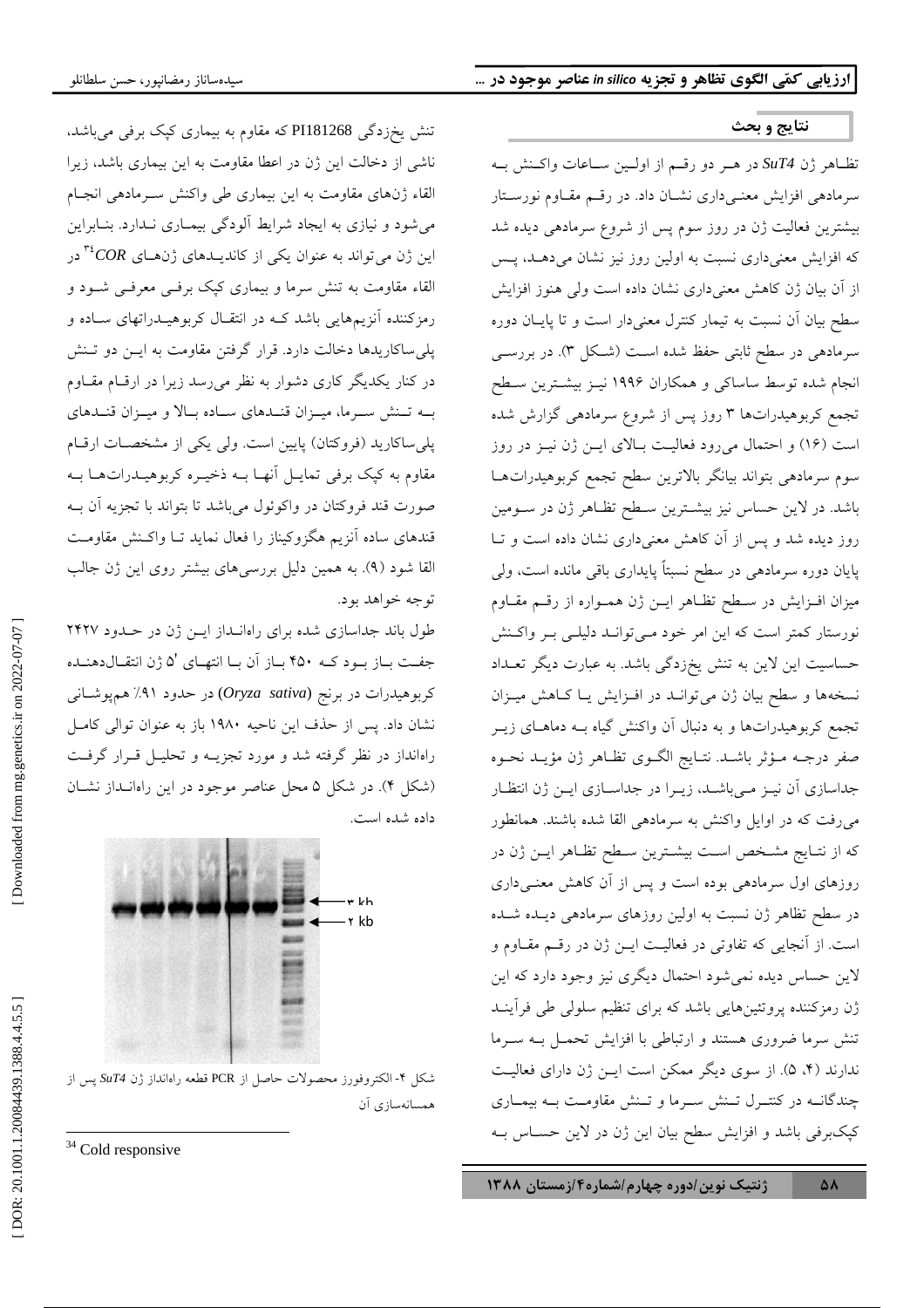## نتایج و بحث

تظاهر ژن *SuT4* در هر دو رقم از اولین ساعات واکنش به سرمادهی افزایش معنی‌داری نشان داد. در رقم مقاوم نورستار بیشترین فعالیت ژن در روز سوم پس از شروع سرمادهی دیده شد که افزایش معنی‌داری نسبت به اولین روز نیز نشان می‌دهد، پس از آن بیان ژن کاهش معنی‌داری نشان داده است ولی هنوز افزایش سطح بیان آن نسبت به تیمار کنترل معنی‌دار است و تا پایان دوره سرمادهی در سطح ثابتی حفظ شده است (شکل ۳). در بررسی انجام شده توسط ساساکی و همکاران ۱۹۹۶ نیز بیشترین سطح تجمع کربوهیدرات‌ها ۳ روز پس از شروع سرمادهی گزارش شده است (۱۶) و احتمال می‌رود فعالیت بالای این ژن نیز در روز سوم سرمادهی بتواند بیانگر بالاترین سطح تجمع کربوهیدرات‌ها باشد. در لاین حساس نیز بیشترین سطح تظاهر ژن در سومین روز دیده شد و پس از آن کاهش معنی‌داری نشان داده است و تا پایان دوره سرمادهی در سطح نسبتاً پایداری باقی مانده است، ولی میزان افزایش در سطح تظاهر این ژن همواره از رقم مقاوم نورستار کمتر است که این امر خود می‌تواند دلیلی بر واکنش حساسیت این لاین به تنش یخ‌زدگی باشد. به عبارت دیگر تعداد نسخه‌ها و سطح بیان ژن می‌تواند در افزایش یا کاهش میزان تجمع کربوهیدرات‌ها و به دنبال آن واکنش گیاه به دماهای زیر صفر درجه مؤثر باشد. نتایج الگوی تظاهر ژن مؤید نحوه جداسازی آن نیز می‌باشد، زیرا در جداسازی این ژن انتظار می‌رفت که در اوایل واکنش به سرمادهی القا شده باشند. همانطور که از نتایج مشخص است بیشترین سطح تظاهر این ژن در روزهای اول سرمادهی بوده است و پس از آن کاهش معنی‌داری در سطح تظاهر ژن نسبت به اولین روزهای سرمادهی دیده شده است. از آنجایی که تفاوتی در فعالیت این ژن در رقم مقاوم و لاین حساس دیده نمی‌شود احتمال دیگری نیز وجود دارد که این ژن رمزکننده پروتئین‌هایی باشد که برای تنظیم سلولی طی فرآیند تنش سرما ضروری هستند و ارتباطی با افزایش تحمل به سرما ندارند (۴، ۵). از سوی دیگر ممکن است این ژن دارای فعالیت چندگانه در کنترل تنش سرما و تنش مقاومت به بیماری کپک‌برفی باشد و افزایش سطح بیان این ژن در لاین حساس به تنش یخ‌زدگی PI181268 که مقاوم به بیماری کپک برفی می‌باشد، ناشی از دخالت این ژن در اعطا مقاومت به این بیماری باشد، زیرا القاء ژن‌های مقاومت به این بیماری طی واکنش سرمادهی انجام می‌شود و نیازی به ایجاد شرایط آلودگی بیماری ندارد. بنابراین این ژن می‌تواند به عنوان یکی از کاندیدهای ژن‌های *COR*[34] در القاء مقاومت به تنش سرما و بیماری کپک برفی معرفی شود و رمزکننده آنزیم‌هایی باشد که در انتقال کربوهیدراتهای ساده و پلی‌ساکاریدها دخالت دارد. قرار گرفتن مقاومت به این دو تنش در کنار یکدیگر کاری دشوار به نظر می‌رسد زیرا در ارقام مقاوم به تنش سرما، میزان قندهای ساده بالا و میزان قندهای پلی‌ساکارید (فروکتان) پایین است. ولی یکی از مشخصات ارقام مقاوم به کپک برفی تمایل آنها به ذخیره کربوهیدرات‌ها به صورت قند فروکتان در واکوئول می‌باشد تا بتواند با تجزیه آن به قندهای ساده آنزیم هگزوکیناز را فعال نماید تا واکنش مقاومت القا شود (۹). به همین دلیل بررسی‌های بیشتر روی این ژن جالب توجه خواهد بود.

طول باند جداسازی شده برای راه‌انداز این ژن در حدود ۲۴۲۷ جفت باز بود که ۴۵۰ باز آن با انتهای '5 ژن انتقال‌دهنده کربوهیدرات در برنج (*Oryza sativa*) در حدود ۹۱٪ همپوشانی نشان داد. پس از حذف این ناحیه ۱۹۸۰ باز به عنوان توالی کامل راه‌انداز در نظر گرفته شد و مورد تجزیه و تحلیل قرار گرفت (شکل ۴). در شکل ۵ محل عناصر موجود در این راه‌انداز نشان داده شده است.

شکل ۴- الکتروفورز محصولات حاصل از PCR قطعه راه‌انداز ژن *SuT4* پس از همسانه‌سازی آن

[34] Cold responsive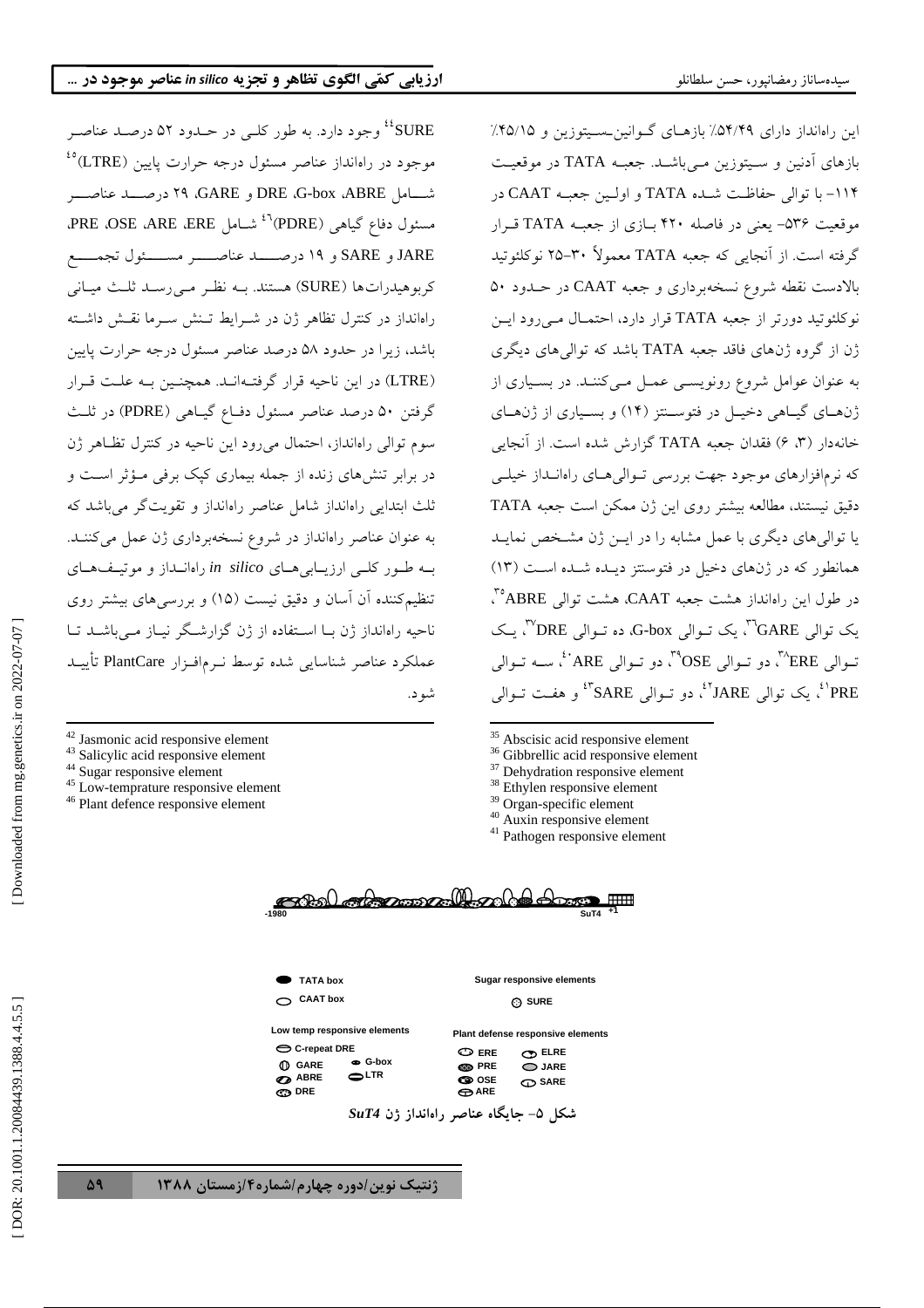این راه‌انداز دارای ۵۴/۴۹٪ بازهای گوانین-سیتوزین و ۴۵/۱۵٪ بازهای آدنین و سیتوزین می‌باشد. جعبه TATA در موقعیت ۱۱۴- با توالی حفاظت شده TATA و اولین جعبه CAAT در موقعیت ۵۳۶- یعنی در فاصله ۴۲۰ بازی از جعبه TATA قرار گرفته است. از آنجایی که جعبه TATA معمولاً ۳۰-۲۵ نوکلئوتید بالادست نقطه شروع نسخه‌برداری و جعبه CAAT در حدود ۵۰ نوکلئوتید دورتر از جعبه TATA قرار دارد، احتمال می‌رود این ژن از گروه ژن‌های فاقد جعبه TATA باشد که توالی‌های دیگری به عنوان عوامل شروع رونویسی عمل می‌کنند. در بسیاری از ژن‌های گیاهی دخیل در فتوسنتز (۱۴) و بسیاری از ژن‌های خانه‌دار (۳، ۶) فقدان جعبه TATA گزارش شده است. از آنجایی که نرم‌افزارهای موجود جهت بررسی توالی‌های راه‌انداز خیلی دقیق نیستند، مطالعه بیشتر روی این ژن ممکن است جعبه TATA یا توالی‌های دیگری با عمل مشابه را در این ژن مشخص نماید همانطور که در ژن‌های دخیل در فتوسنتز دیده شده است (۱۳) در طول این راه‌انداز هشت جعبه CAAT، هشت توالی ABRE[35]، یک توالی GARE[36]، یک توالی G-box، ده توالی DRE[37]، یک توالی ERE[38]، دو توالی OSE[39]، دو توالی ARE[40]، سه توالی PRE[41]، یک توالی JARE[42]، دو توالی SARE[43] و هفت توالی SURE[44] وجود دارد. به طور کلی در حدود ۵۲ درصد عناصر موجود در راه‌انداز عناصر مسئول درجه حرارت پایین (LTRE)[45] شامل ABRE، G-box، DRE و GARE، ۲۹ درصد عناصر مسئول دفاع گیاهی (PDRE)[46] شامل ERE، ARE، OSE، PRE، JARE و SARE و ۱۹ درصد عناصر مسئول تجمع کربوهیدرات‌ها (SURE) هستند. به نظر می‌رسد ثلث میانی راه‌انداز در کنترل تظاهر ژن در شرایط تنش سرما نقش داشته باشد، زیرا در حدود ۵۸ درصد عناصر مسئول درجه حرارت پایین (LTRE) در این ناحیه قرار گرفته‌اند. همچنین به علت قرار گرفتن ۵۰ درصد عناصر مسئول دفاع گیاهی (PDRE) در ثلث سوم توالی راه‌انداز، احتمال می‌رود این ناحیه در کنترل تظاهر ژن در برابر تنش‌های زنده از جمله بیماری کپک برفی مؤثر است و ثلث ابتدایی راه‌انداز شامل عناصر راه‌انداز و تقویت‌گر می‌باشد که به عنوان عناصر راه‌انداز در شروع نسخه‌برداری ژن عمل می‌کنند. به طور کلی ارزیابی‌های *in silico* راه‌انداز و موتیف‌های تنظیم‌کننده آن آسان و دقیق نیست (۱۵) و بررسی‌های بیشتر روی ناحیه راه‌انداز ژن با استفاده از ژن گزارشگر نیاز می‌باشد تا عملکرد عناصر شناسایی شده توسط نرم‌افزار PlantCare تأیید شود.

-1980 SuT4 +1

TATA box
CAAT box

Low temp responsive elements
C-repeat DRE
GARE
G-box
ABRE
LTR
DRE

Sugar responsive elements
SURE

Plant defense responsive elements
ERE
ELRE
PRE
JARE
OSE
SARE
ARE

شکل ۵- جایگاه عناصر راه‌انداز ژن *SuT4*

---

[35] Abscisic acid responsive element
[36] Gibbrellic acid responsive element
[37] Dehydration responsive element
[38] Ethylen responsive element
[39] Organ-specific element
[40] Auxin responsive element
[41] Pathogen responsive element
[42] Jasmonic acid responsive element
[43] Salicylic acid responsive element
[44] Sugar responsive element
[45] Low-temprature responsive element
[46] Plant defence responsive element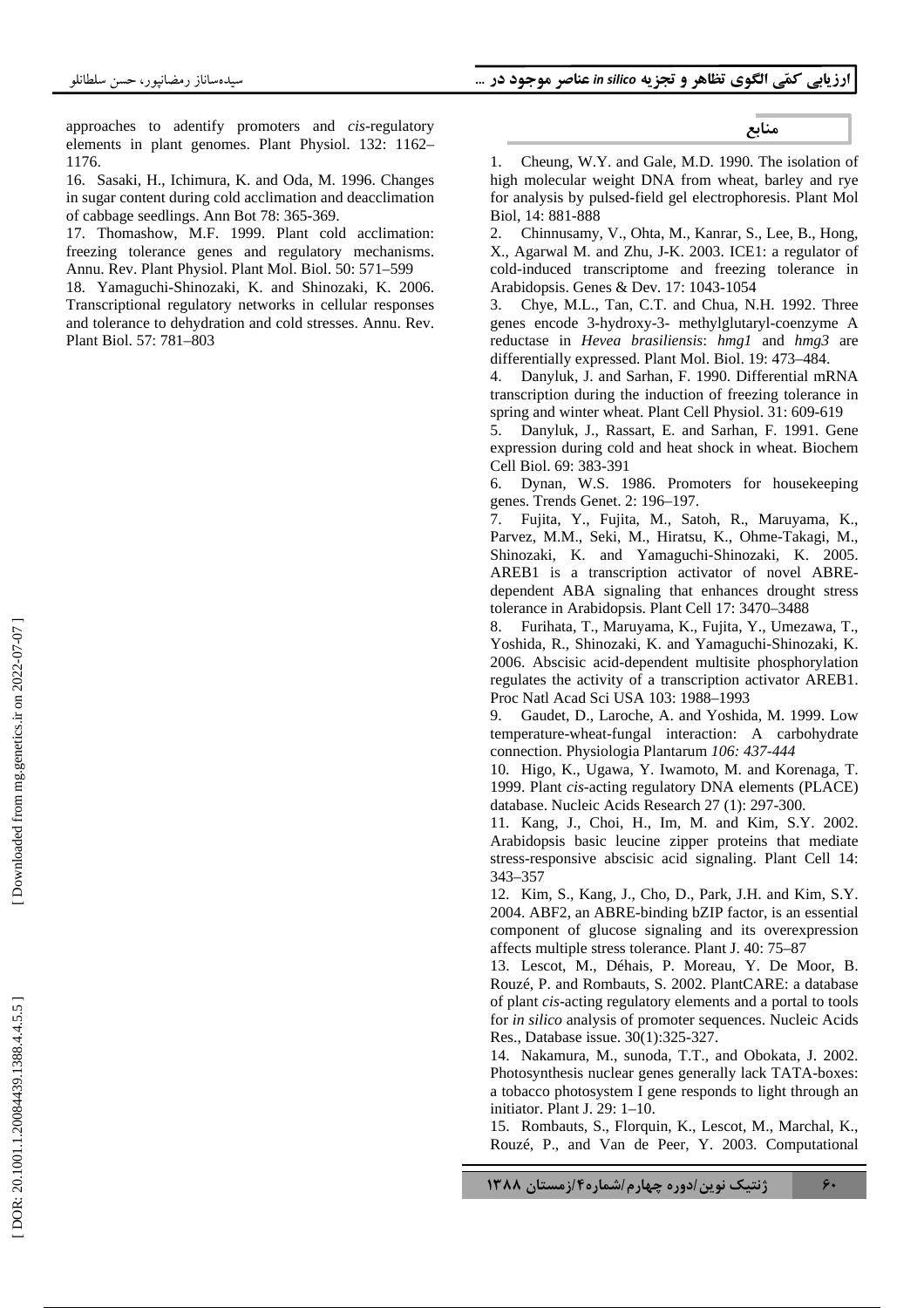## منابع

1. Cheung, W.Y. and Gale, M.D. 1990. The isolation of high molecular weight DNA from wheat, barley and rye for analysis by pulsed-field gel electrophoresis. Plant Mol Biol, 14: 881-888
2. Chinnusamy, V., Ohta, M., Kanrar, S., Lee, B., Hong, X., Agarwal M. and Zhu, J-K. 2003. ICE1: a regulator of cold-induced transcriptome and freezing tolerance in Arabidopsis. Genes & Dev. 17: 1043-1054
3. Chye, M.L., Tan, C.T. and Chua, N.H. 1992. Three genes encode 3-hydroxy-3- methylglutaryl-coenzyme A reductase in *Hevea brasiliensis*: *hmg1* and *hmg3* are differentially expressed. Plant Mol. Biol. 19: 473–484.
4. Danyluk, J. and Sarhan, F. 1990. Differential mRNA transcription during the induction of freezing tolerance in spring and winter wheat. Plant Cell Physiol. 31: 609-619
5. Danyluk, J., Rassart, E. and Sarhan, F. 1991. Gene expression during cold and heat shock in wheat. Biochem Cell Biol. 69: 383-391
6. Dynan, W.S. 1986. Promoters for housekeeping genes. Trends Genet. 2: 196–197.
7. Fujita, Y., Fujita, M., Satoh, R., Maruyama, K., Parvez, M.M., Seki, M., Hiratsu, K., Ohme-Takagi, M., Shinozaki, K. and Yamaguchi-Shinozaki, K. 2005. AREB1 is a transcription activator of novel ABRE-dependent ABA signaling that enhances drought stress tolerance in Arabidopsis. Plant Cell 17: 3470–3488
8. Furihata, T., Maruyama, K., Fujita, Y., Umezawa, T., Yoshida, R., Shinozaki, K. and Yamaguchi-Shinozaki, K. 2006. Abscisic acid-dependent multisite phosphorylation regulates the activity of a transcription activator AREB1. Proc Natl Acad Sci USA 103: 1988–1993
9. Gaudet, D., Laroche, A. and Yoshida, M. 1999. Low temperature-wheat-fungal interaction: A carbohydrate connection. Physiologia Plantarum *106: 437-444*
10. Higo, K., Ugawa, Y. Iwamoto, M. and Korenaga, T. 1999. Plant *cis*-acting regulatory DNA elements (PLACE) database. Nucleic Acids Research 27 (1): 297-300.
11. Kang, J., Choi, H., Im, M. and Kim, S.Y. 2002. Arabidopsis basic leucine zipper proteins that mediate stress-responsive abscisic acid signaling. Plant Cell 14: 343–357
12. Kim, S., Kang, J., Cho, D., Park, J.H. and Kim, S.Y. 2004. ABF2, an ABRE-binding bZIP factor, is an essential component of glucose signaling and its overexpression affects multiple stress tolerance. Plant J. 40: 75–87
13. Lescot, M., Déhais, P. Moreau, Y. De Moor, B. Rouzé, P. and Rombauts, S. 2002. PlantCARE: a database of plant *cis*-acting regulatory elements and a portal to tools for *in silico* analysis of promoter sequences. Nucleic Acids Res., Database issue. 30(1):325-327.
14. Nakamura, M., sunoda, T.T., and Obokata, J. 2002. Photosynthesis nuclear genes generally lack TATA-boxes: a tobacco photosystem I gene responds to light through an initiator. Plant J. 29: 1–10.
15. Rombauts, S., Florquin, K., Lescot, M., Marchal, K., Rouzé, P., and Van de Peer, Y. 2003. Computational approaches to adentify promoters and *cis*-regulatory elements in plant genomes. Plant Physiol. 132: 1162–1176.
16. Sasaki, H., Ichimura, K. and Oda, M. 1996. Changes in sugar content during cold acclimation and deacclimation of cabbage seedlings. Ann Bot 78: 365-369.
17. Thomashow, M.F. 1999. Plant cold acclimation: freezing tolerance genes and regulatory mechanisms. Annu. Rev. Plant Physiol. Plant Mol. Biol. 50: 571–599
18. Yamaguchi-Shinozaki, K. and Shinozaki, K. 2006. Transcriptional regulatory networks in cellular responses and tolerance to dehydration and cold stresses. Annu. Rev. Plant Biol. 57: 781–803